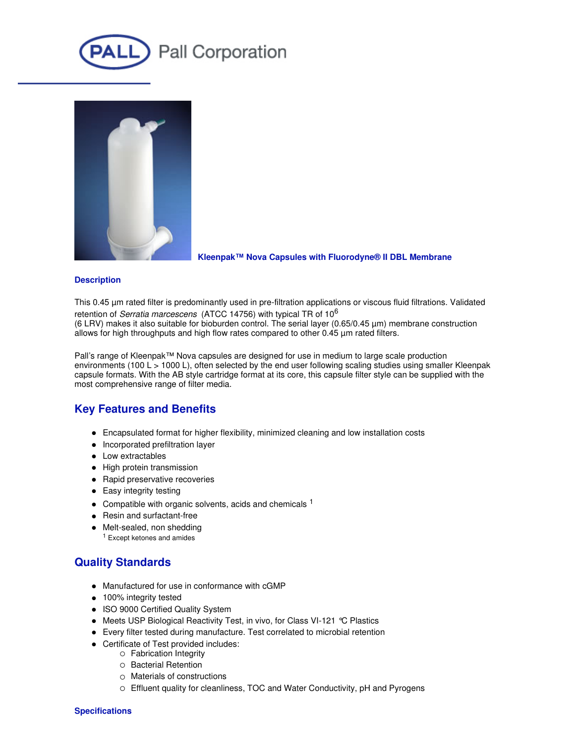Pall Corporation

**Kleenpak™ Nova Capsules with Fluorodyne® II DBL Membrane**

### Description

This 0.45 µm rated filter is predominantly used in pre-filtration applications or viscous fluid filtrations. Validated retention of *Serratia marcescens* (ATCC 14756) with typical TR of $10^6$ (6 LRV) makes it also suitable for bioburden control. The serial layer (0.65/0.45 µm) membrane construction allows for high throughputs and high flow rates compared to other 0.45 µm rated filters.

Pall's range of Kleenpak™ Nova capsules are designed for use in medium to large scale production environments (100 L > 1000 L), often selected by the end user following scaling studies using smaller Kleenpak capsule formats. With the AB style cartridge format at its core, this capsule filter style can be supplied with the most comprehensive range of filter media.

## Key Features and Benefits

- Encapsulated format for higher flexibility, minimized cleaning and low installation costs
- Incorporated prefiltration layer
- Low extractables
- High protein transmission
- Rapid preservative recoveries
- Easy integrity testing
- Compatible with organic solvents, acids and chemicals [1]
- Resin and surfactant-free
- Melt-sealed, non shedding

[1] Except ketones and amides

## Quality Standards

- Manufactured for use in conformance with cGMP
- 100% integrity tested
- ISO 9000 Certified Quality System
- Meets USP Biological Reactivity Test, in vivo, for Class VI-121 °C Plastics
- Every filter tested during manufacture. Test correlated to microbial retention
- Certificate of Test provided includes:
  - Fabrication Integrity
  - Bacterial Retention
  - Materials of constructions
  - Effluent quality for cleanliness, TOC and Water Conductivity, pH and Pyrogens

### Specifications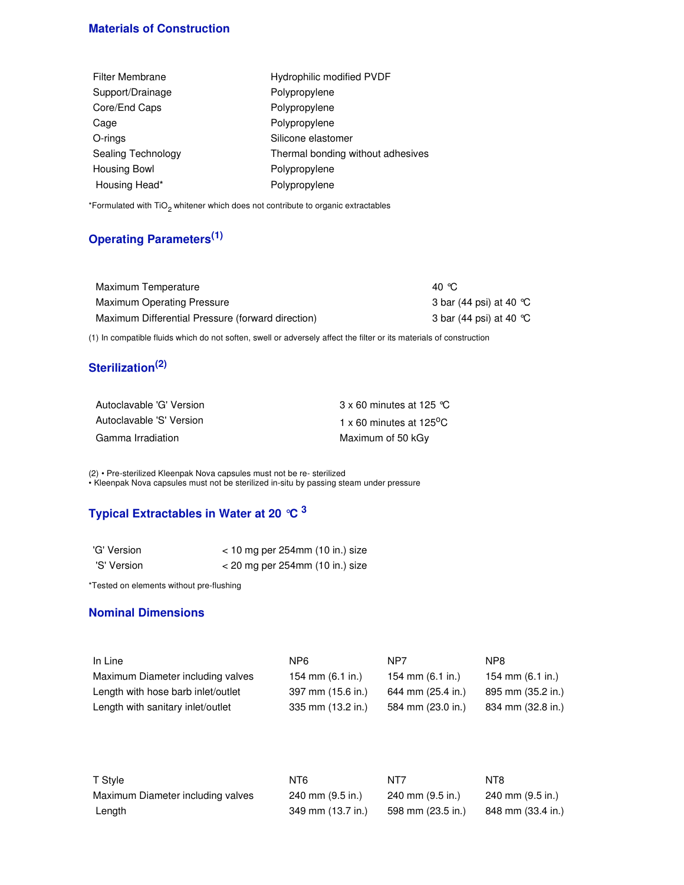## Materials of Construction

| | |
|---|---|
| Filter Membrane | Hydrophilic modified PVDF |
| Support/Drainage | Polypropylene |
| Core/End Caps | Polypropylene |
| Cage | Polypropylene |
| O-rings | Silicone elastomer |
| Sealing Technology | Thermal bonding without adhesives |
| Housing Bowl | Polypropylene |
| Housing Head* | Polypropylene |

*Formulated with $TiO_2$ whitener which does not contribute to organic extractables

## Operating Parameters(1)

| | |
|---|---|
| Maximum Temperature | 40 °C |
| Maximum Operating Pressure | 3 bar (44 psi) at 40 °C |
| Maximum Differential Pressure (forward direction) | 3 bar (44 psi) at 40 °C |

(1) In compatible fluids which do not soften, swell or adversely affect the filter or its materials of construction

## Sterilization(2)

| | |
|---|---|
| Autoclavable 'G' Version | 3 x 60 minutes at 125 °C |
| Autoclavable 'S' Version | 1 x 60 minutes at 125°C |
| Gamma Irradiation | Maximum of 50 kGy |

(2) • Pre-sterilized Kleenpak Nova capsules must not be re- sterilized
• Kleenpak Nova capsules must not be sterilized in-situ by passing steam under pressure

## Typical Extractables in Water at 20 °C 3

| | |
|---|---|
| 'G' Version | < 10 mg per 254mm (10 in.) size |
| 'S' Version | < 20 mg per 254mm (10 in.) size |

*Tested on elements without pre-flushing

## Nominal Dimensions

| In Line | NP6 | NP7 | NP8 |
|---|---|---|---|
| Maximum Diameter including valves | 154 mm (6.1 in.) | 154 mm (6.1 in.) | 154 mm (6.1 in.) |
| Length with hose barb inlet/outlet | 397 mm (15.6 in.) | 644 mm (25.4 in.) | 895 mm (35.2 in.) |
| Length with sanitary inlet/outlet | 335 mm (13.2 in.) | 584 mm (23.0 in.) | 834 mm (32.8 in.) |

| T Style | NT6 | NT7 | NT8 |
|---|---|---|---|
| Maximum Diameter including valves | 240 mm (9.5 in.) | 240 mm (9.5 in.) | 240 mm (9.5 in.) |
| Length | 349 mm (13.7 in.) | 598 mm (23.5 in.) | 848 mm (33.4 in.) |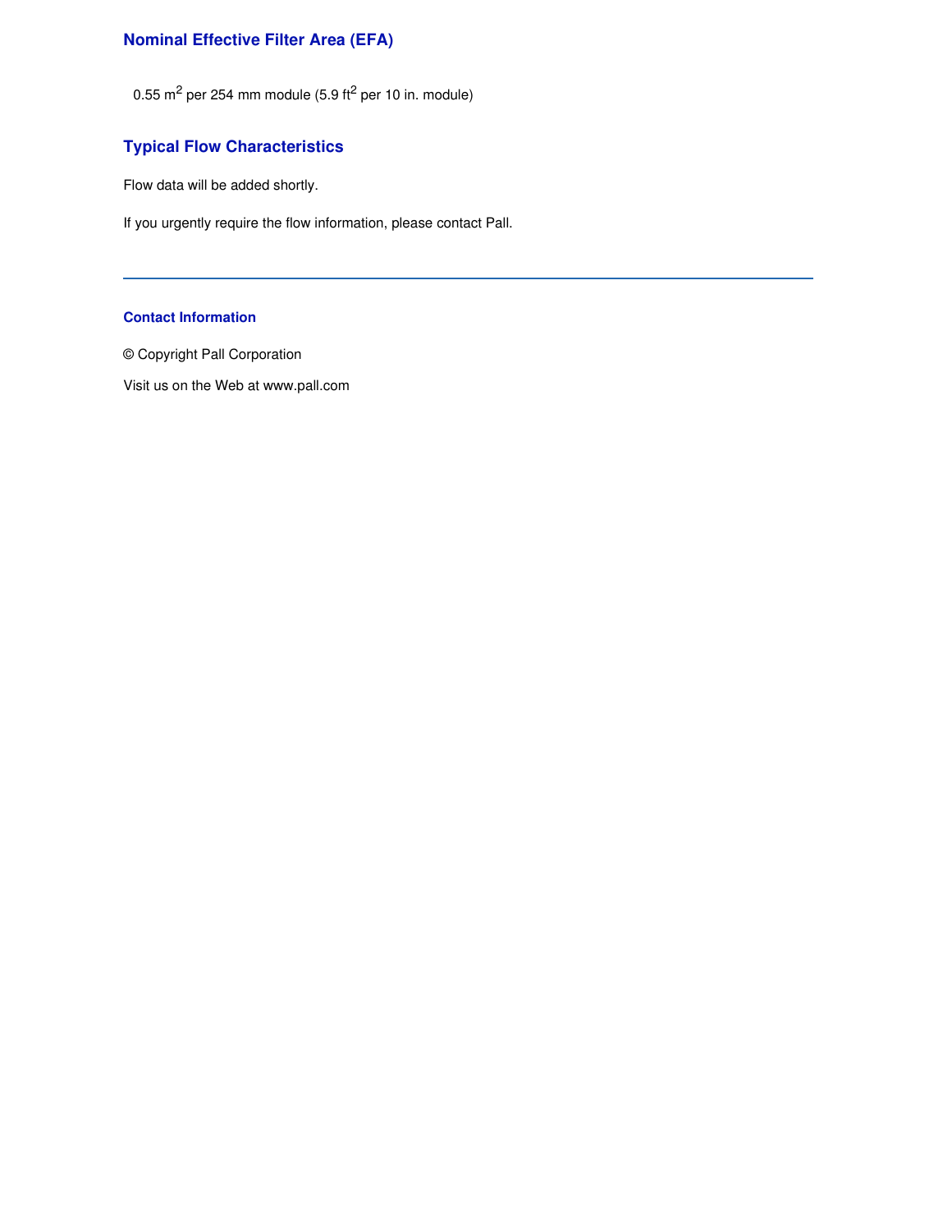## Nominal Effective Filter Area (EFA)

0.55 $m^2$ per 254 mm module (5.9 $ft^2$ per 10 in. module)

## Typical Flow Characteristics

Flow data will be added shortly.

If you urgently require the flow information, please contact Pall.

---

### Contact Information

© Copyright Pall Corporation

Visit us on the Web at www.pall.com